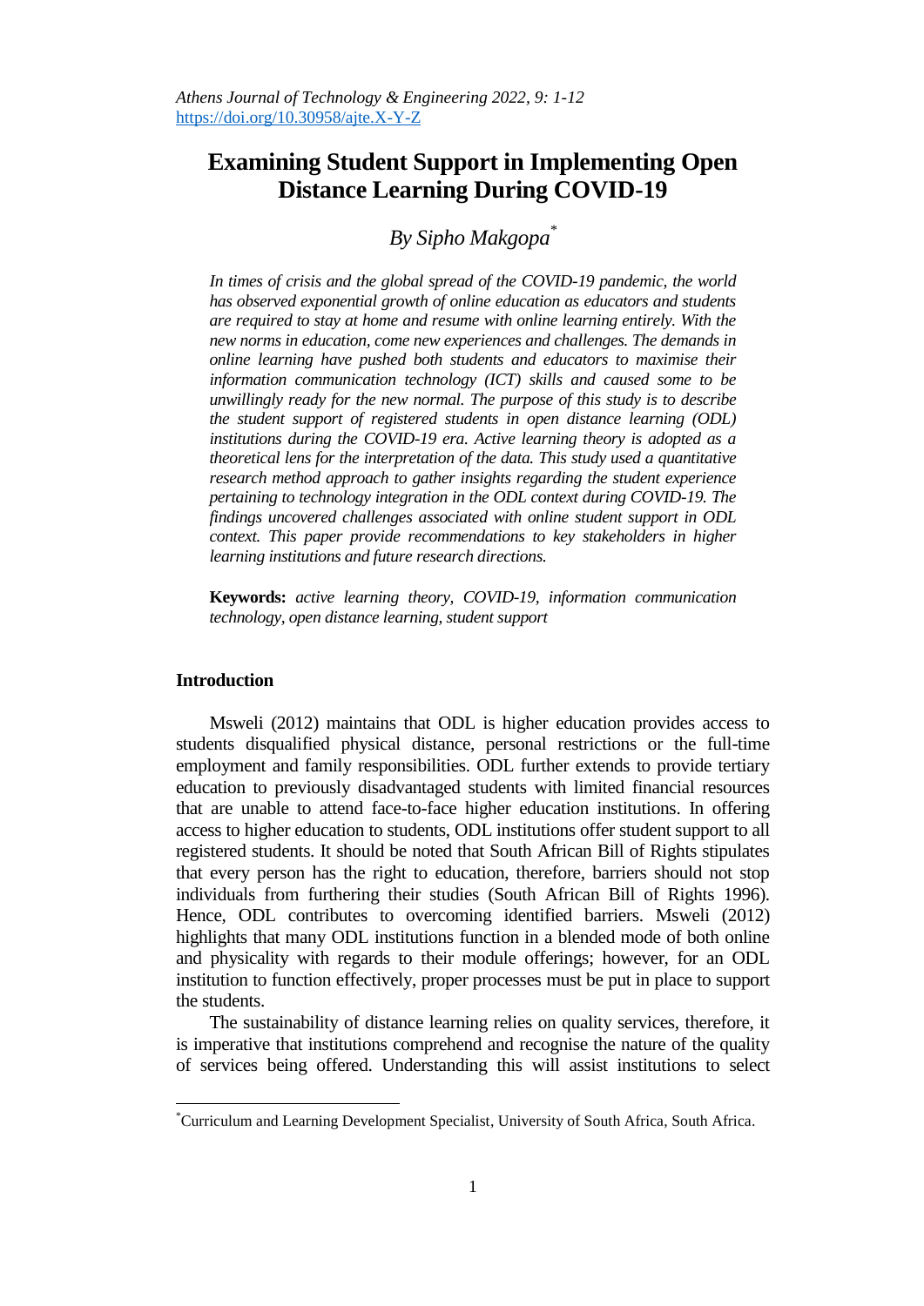# Examining Student Support in Implementing Open Distance Learning During COVID-19

*By Sipho Makgopa*[*]

*In times of crisis and the global spread of the COVID-19 pandemic, the world has observed exponential growth of online education as educators and students are required to stay at home and resume with online learning entirely. With the new norms in education, come new experiences and challenges. The demands in online learning have pushed both students and educators to maximise their information communication technology (ICT) skills and caused some to be unwillingly ready for the new normal. The purpose of this study is to describe the student support of registered students in open distance learning (ODL) institutions during the COVID-19 era. Active learning theory is adopted as a theoretical lens for the interpretation of the data. This study used a quantitative research method approach to gather insights regarding the student experience pertaining to technology integration in the ODL context during COVID-19. The findings uncovered challenges associated with online student support in ODL context. This paper provide recommendations to key stakeholders in higher learning institutions and future research directions.*

**Keywords:** *active learning theory, COVID-19, information communication technology, open distance learning, student support*

## Introduction

Msweli (2012) maintains that ODL is higher education provides access to students disqualified physical distance, personal restrictions or the full-time employment and family responsibilities. ODL further extends to provide tertiary education to previously disadvantaged students with limited financial resources that are unable to attend face-to-face higher education institutions. In offering access to higher education to students, ODL institutions offer student support to all registered students. It should be noted that South African Bill of Rights stipulates that every person has the right to education, therefore, barriers should not stop individuals from furthering their studies (South African Bill of Rights 1996). Hence, ODL contributes to overcoming identified barriers. Msweli (2012) highlights that many ODL institutions function in a blended mode of both online and physicality with regards to their module offerings; however, for an ODL institution to function effectively, proper processes must be put in place to support the students.

The sustainability of distance learning relies on quality services, therefore, it is imperative that institutions comprehend and recognise the nature of the quality of services being offered. Understanding this will assist institutions to select

[*] Curriculum and Learning Development Specialist, University of South Africa, South Africa.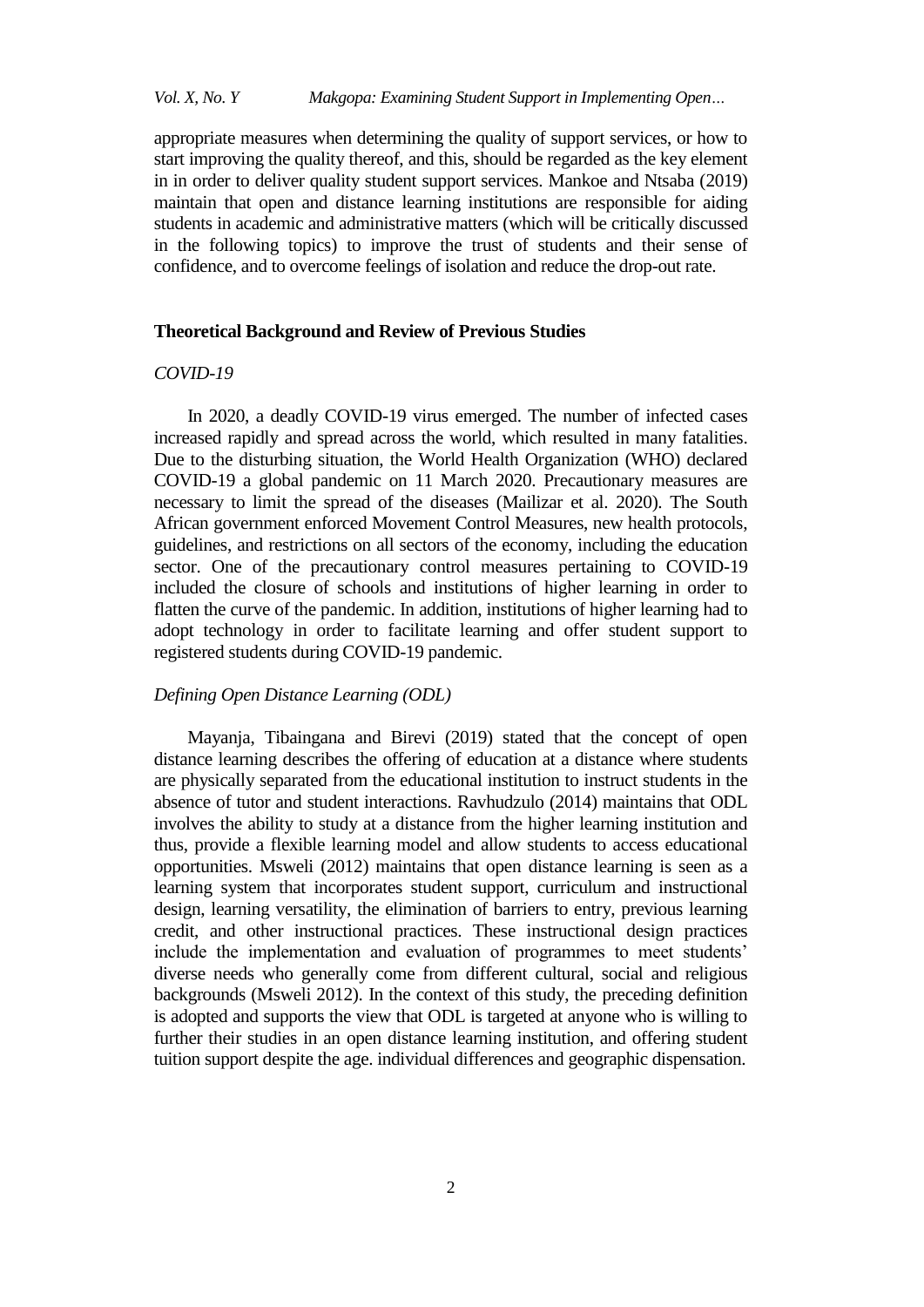appropriate measures when determining the quality of support services, or how to start improving the quality thereof, and this, should be regarded as the key element in in order to deliver quality student support services. Mankoe and Ntsaba (2019) maintain that open and distance learning institutions are responsible for aiding students in academic and administrative matters (which will be critically discussed in the following topics) to improve the trust of students and their sense of confidence, and to overcome feelings of isolation and reduce the drop-out rate.

## Theoretical Background and Review of Previous Studies

### *COVID-19*

In 2020, a deadly COVID-19 virus emerged. The number of infected cases increased rapidly and spread across the world, which resulted in many fatalities. Due to the disturbing situation, the World Health Organization (WHO) declared COVID-19 a global pandemic on 11 March 2020. Precautionary measures are necessary to limit the spread of the diseases (Mailizar et al. 2020). The South African government enforced Movement Control Measures, new health protocols, guidelines, and restrictions on all sectors of the economy, including the education sector. One of the precautionary control measures pertaining to COVID-19 included the closure of schools and institutions of higher learning in order to flatten the curve of the pandemic. In addition, institutions of higher learning had to adopt technology in order to facilitate learning and offer student support to registered students during COVID-19 pandemic.

### *Defining Open Distance Learning (ODL)*

Mayanja, Tibaingana and Birevi (2019) stated that the concept of open distance learning describes the offering of education at a distance where students are physically separated from the educational institution to instruct students in the absence of tutor and student interactions. Ravhudzulo (2014) maintains that ODL involves the ability to study at a distance from the higher learning institution and thus, provide a flexible learning model and allow students to access educational opportunities. Msweli (2012) maintains that open distance learning is seen as a learning system that incorporates student support, curriculum and instructional design, learning versatility, the elimination of barriers to entry, previous learning credit, and other instructional practices. These instructional design practices include the implementation and evaluation of programmes to meet students' diverse needs who generally come from different cultural, social and religious backgrounds (Msweli 2012). In the context of this study, the preceding definition is adopted and supports the view that ODL is targeted at anyone who is willing to further their studies in an open distance learning institution, and offering student tuition support despite the age. individual differences and geographic dispensation.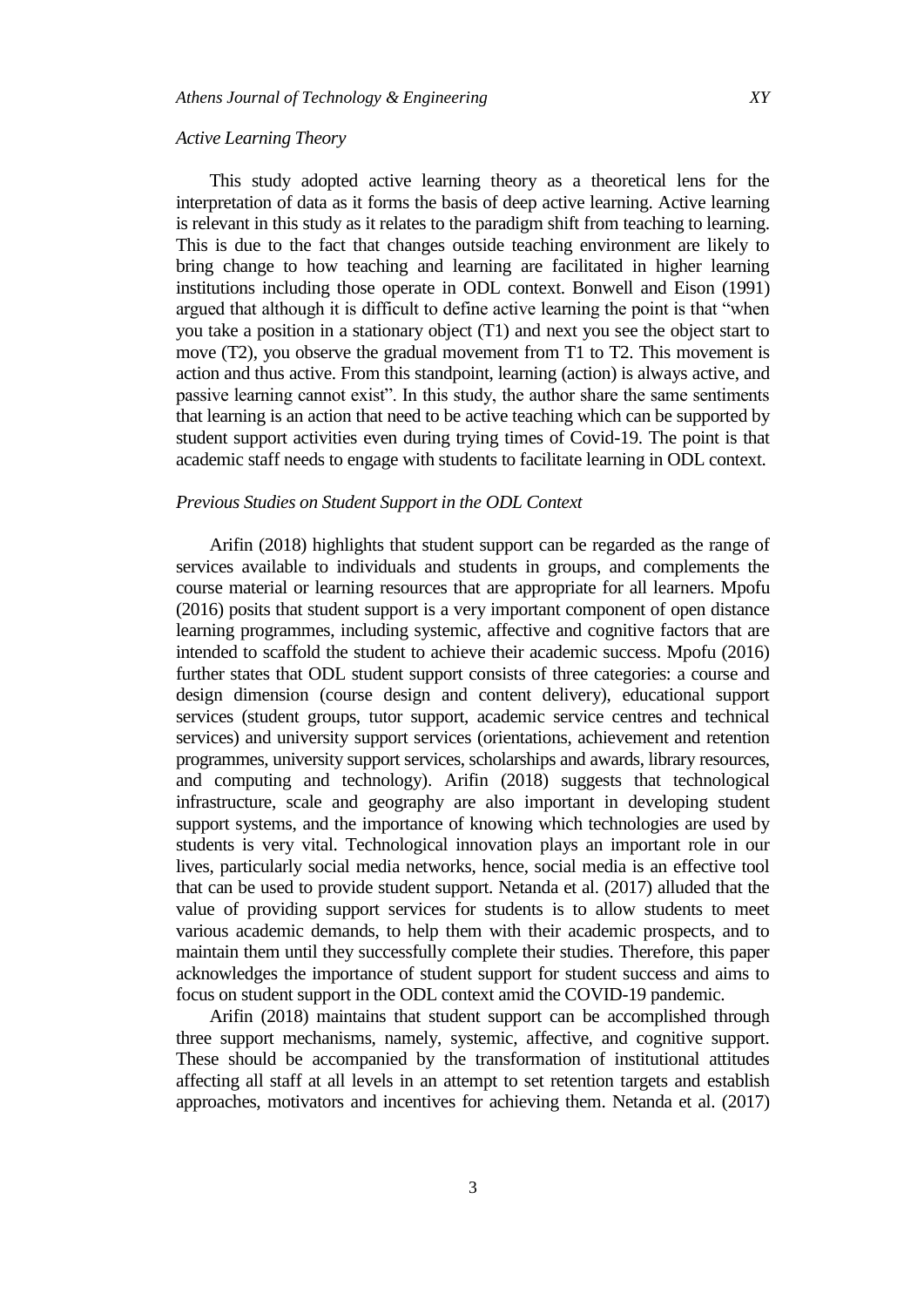### *Active Learning Theory*

This study adopted active learning theory as a theoretical lens for the interpretation of data as it forms the basis of deep active learning. Active learning is relevant in this study as it relates to the paradigm shift from teaching to learning. This is due to the fact that changes outside teaching environment are likely to bring change to how teaching and learning are facilitated in higher learning institutions including those operate in ODL context. Bonwell and Eison (1991) argued that although it is difficult to define active learning the point is that "when you take a position in a stationary object (T1) and next you see the object start to move (T2), you observe the gradual movement from T1 to T2. This movement is action and thus active. From this standpoint, learning (action) is always active, and passive learning cannot exist". In this study, the author share the same sentiments that learning is an action that need to be active teaching which can be supported by student support activities even during trying times of Covid-19. The point is that academic staff needs to engage with students to facilitate learning in ODL context.

### *Previous Studies on Student Support in the ODL Context*

Arifin (2018) highlights that student support can be regarded as the range of services available to individuals and students in groups, and complements the course material or learning resources that are appropriate for all learners. Mpofu (2016) posits that student support is a very important component of open distance learning programmes, including systemic, affective and cognitive factors that are intended to scaffold the student to achieve their academic success. Mpofu (2016) further states that ODL student support consists of three categories: a course and design dimension (course design and content delivery), educational support services (student groups, tutor support, academic service centres and technical services) and university support services (orientations, achievement and retention programmes, university support services, scholarships and awards, library resources, and computing and technology). Arifin (2018) suggests that technological infrastructure, scale and geography are also important in developing student support systems, and the importance of knowing which technologies are used by students is very vital. Technological innovation plays an important role in our lives, particularly social media networks, hence, social media is an effective tool that can be used to provide student support. Netanda et al. (2017) alluded that the value of providing support services for students is to allow students to meet various academic demands, to help them with their academic prospects, and to maintain them until they successfully complete their studies. Therefore, this paper acknowledges the importance of student support for student success and aims to focus on student support in the ODL context amid the COVID-19 pandemic.

Arifin (2018) maintains that student support can be accomplished through three support mechanisms, namely, systemic, affective, and cognitive support. These should be accompanied by the transformation of institutional attitudes affecting all staff at all levels in an attempt to set retention targets and establish approaches, motivators and incentives for achieving them. Netanda et al. (2017)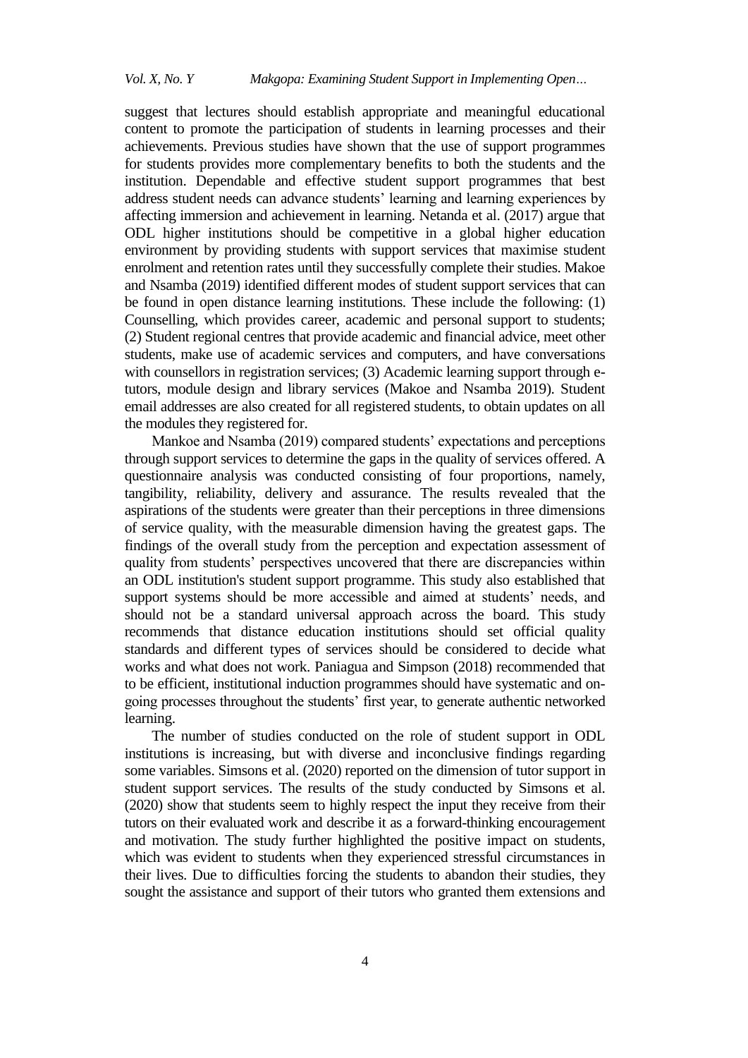suggest that lectures should establish appropriate and meaningful educational content to promote the participation of students in learning processes and their achievements. Previous studies have shown that the use of support programmes for students provides more complementary benefits to both the students and the institution. Dependable and effective student support programmes that best address student needs can advance students' learning and learning experiences by affecting immersion and achievement in learning. Netanda et al. (2017) argue that ODL higher institutions should be competitive in a global higher education environment by providing students with support services that maximise student enrolment and retention rates until they successfully complete their studies. Makoe and Nsamba (2019) identified different modes of student support services that can be found in open distance learning institutions. These include the following: (1) Counselling, which provides career, academic and personal support to students; (2) Student regional centres that provide academic and financial advice, meet other students, make use of academic services and computers, and have conversations with counsellors in registration services; (3) Academic learning support through e-tutors, module design and library services (Makoe and Nsamba 2019). Student email addresses are also created for all registered students, to obtain updates on all the modules they registered for.

Mankoe and Nsamba (2019) compared students' expectations and perceptions through support services to determine the gaps in the quality of services offered. A questionnaire analysis was conducted consisting of four proportions, namely, tangibility, reliability, delivery and assurance. The results revealed that the aspirations of the students were greater than their perceptions in three dimensions of service quality, with the measurable dimension having the greatest gaps. The findings of the overall study from the perception and expectation assessment of quality from students' perspectives uncovered that there are discrepancies within an ODL institution's student support programme. This study also established that support systems should be more accessible and aimed at students' needs, and should not be a standard universal approach across the board. This study recommends that distance education institutions should set official quality standards and different types of services should be considered to decide what works and what does not work. Paniagua and Simpson (2018) recommended that to be efficient, institutional induction programmes should have systematic and on-going processes throughout the students' first year, to generate authentic networked learning.

The number of studies conducted on the role of student support in ODL institutions is increasing, but with diverse and inconclusive findings regarding some variables. Simsons et al. (2020) reported on the dimension of tutor support in student support services. The results of the study conducted by Simsons et al. (2020) show that students seem to highly respect the input they receive from their tutors on their evaluated work and describe it as a forward-thinking encouragement and motivation. The study further highlighted the positive impact on students, which was evident to students when they experienced stressful circumstances in their lives. Due to difficulties forcing the students to abandon their studies, they sought the assistance and support of their tutors who granted them extensions and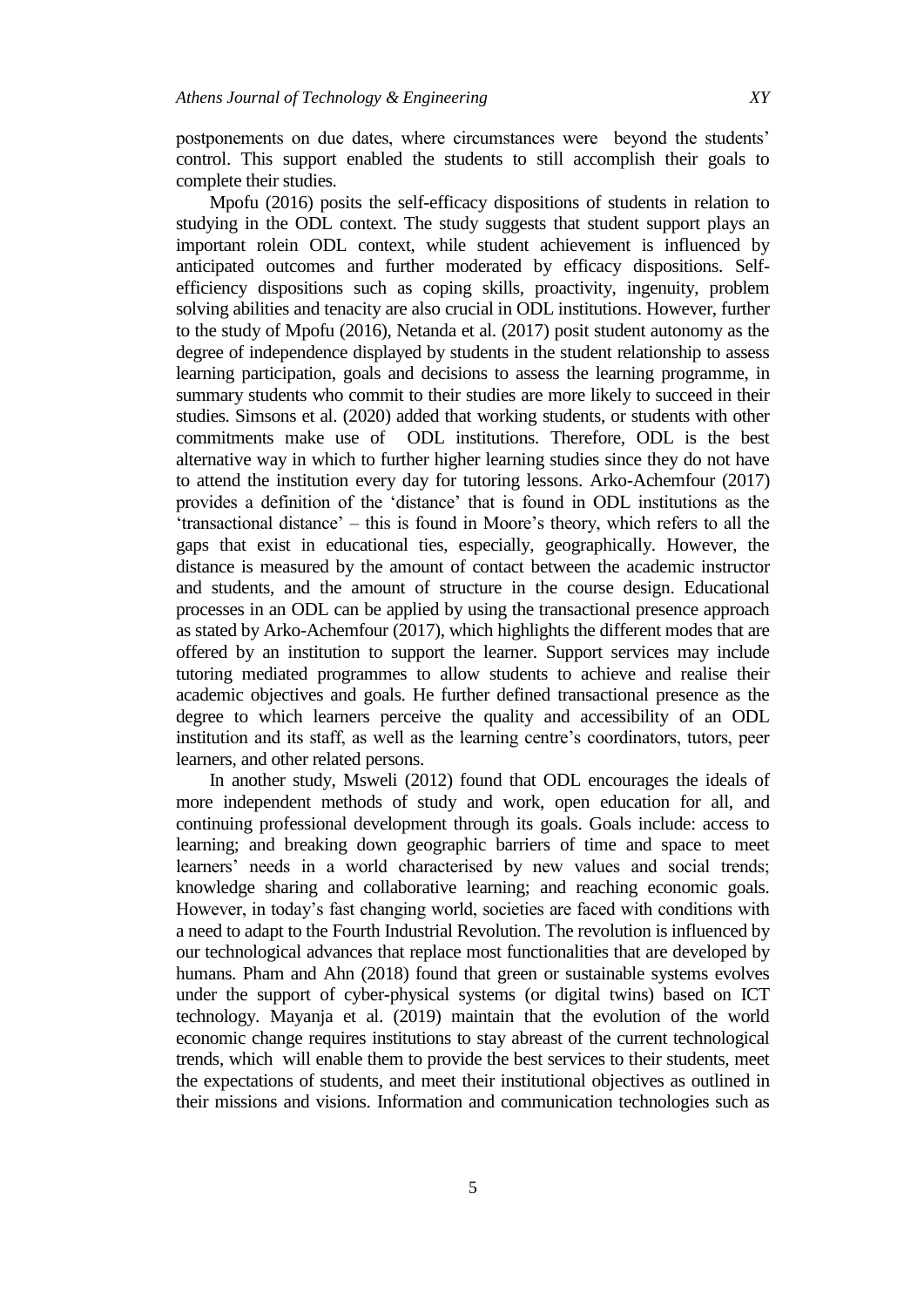postponements on due dates, where circumstances were beyond the students' control. This support enabled the students to still accomplish their goals to complete their studies.

Mpofu (2016) posits the self-efficacy dispositions of students in relation to studying in the ODL context. The study suggests that student support plays an important rolein ODL context, while student achievement is influenced by anticipated outcomes and further moderated by efficacy dispositions. Self-efficiency dispositions such as coping skills, proactivity, ingenuity, problem solving abilities and tenacity are also crucial in ODL institutions. However, further to the study of Mpofu (2016), Netanda et al. (2017) posit student autonomy as the degree of independence displayed by students in the student relationship to assess learning participation, goals and decisions to assess the learning programme, in summary students who commit to their studies are more likely to succeed in their studies. Simsons et al. (2020) added that working students, or students with other commitments make use of ODL institutions. Therefore, ODL is the best alternative way in which to further higher learning studies since they do not have to attend the institution every day for tutoring lessons. Arko-Achemfour (2017) provides a definition of the 'distance' that is found in ODL institutions as the 'transactional distance' – this is found in Moore's theory, which refers to all the gaps that exist in educational ties, especially, geographically. However, the distance is measured by the amount of contact between the academic instructor and students, and the amount of structure in the course design. Educational processes in an ODL can be applied by using the transactional presence approach as stated by Arko-Achemfour (2017), which highlights the different modes that are offered by an institution to support the learner. Support services may include tutoring mediated programmes to allow students to achieve and realise their academic objectives and goals. He further defined transactional presence as the degree to which learners perceive the quality and accessibility of an ODL institution and its staff, as well as the learning centre's coordinators, tutors, peer learners, and other related persons.

In another study, Msweli (2012) found that ODL encourages the ideals of more independent methods of study and work, open education for all, and continuing professional development through its goals. Goals include: access to learning; and breaking down geographic barriers of time and space to meet learners' needs in a world characterised by new values and social trends; knowledge sharing and collaborative learning; and reaching economic goals. However, in today's fast changing world, societies are faced with conditions with a need to adapt to the Fourth Industrial Revolution. The revolution is influenced by our technological advances that replace most functionalities that are developed by humans. Pham and Ahn (2018) found that green or sustainable systems evolves under the support of cyber-physical systems (or digital twins) based on ICT technology. Mayanja et al. (2019) maintain that the evolution of the world economic change requires institutions to stay abreast of the current technological trends, which will enable them to provide the best services to their students, meet the expectations of students, and meet their institutional objectives as outlined in their missions and visions. Information and communication technologies such as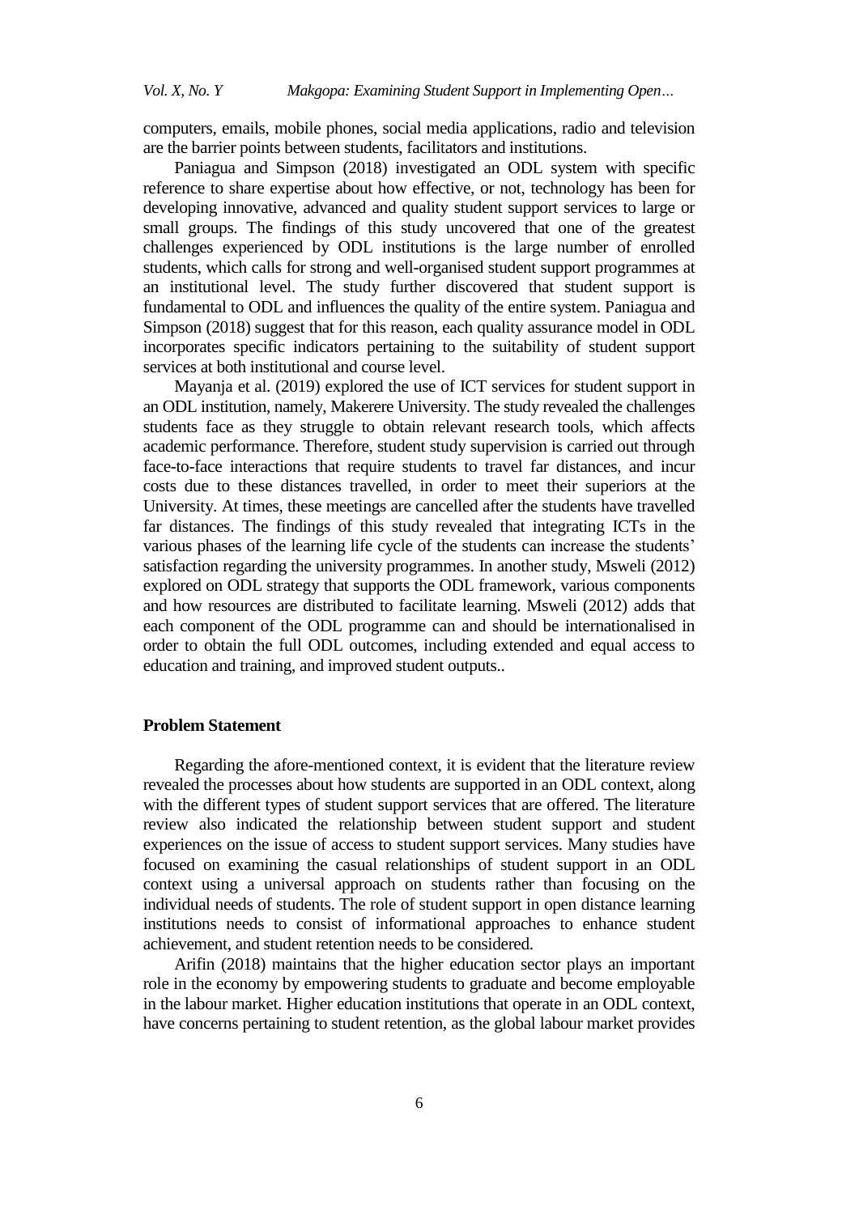computers, emails, mobile phones, social media applications, radio and television are the barrier points between students, facilitators and institutions.

Paniagua and Simpson (2018) investigated an ODL system with specific reference to share expertise about how effective, or not, technology has been for developing innovative, advanced and quality student support services to large or small groups. The findings of this study uncovered that one of the greatest challenges experienced by ODL institutions is the large number of enrolled students, which calls for strong and well-organised student support programmes at an institutional level. The study further discovered that student support is fundamental to ODL and influences the quality of the entire system. Paniagua and Simpson (2018) suggest that for this reason, each quality assurance model in ODL incorporates specific indicators pertaining to the suitability of student support services at both institutional and course level.

Mayanja et al. (2019) explored the use of ICT services for student support in an ODL institution, namely, Makerere University. The study revealed the challenges students face as they struggle to obtain relevant research tools, which affects academic performance. Therefore, student study supervision is carried out through face-to-face interactions that require students to travel far distances, and incur costs due to these distances travelled, in order to meet their superiors at the University. At times, these meetings are cancelled after the students have travelled far distances. The findings of this study revealed that integrating ICTs in the various phases of the learning life cycle of the students can increase the students' satisfaction regarding the university programmes. In another study, Msweli (2012) explored on ODL strategy that supports the ODL framework, various components and how resources are distributed to facilitate learning. Msweli (2012) adds that each component of the ODL programme can and should be internationalised in order to obtain the full ODL outcomes, including extended and equal access to education and training, and improved student outputs..

## Problem Statement

Regarding the afore-mentioned context, it is evident that the literature review revealed the processes about how students are supported in an ODL context, along with the different types of student support services that are offered. The literature review also indicated the relationship between student support and student experiences on the issue of access to student support services. Many studies have focused on examining the casual relationships of student support in an ODL context using a universal approach on students rather than focusing on the individual needs of students. The role of student support in open distance learning institutions needs to consist of informational approaches to enhance student achievement, and student retention needs to be considered.

Arifin (2018) maintains that the higher education sector plays an important role in the economy by empowering students to graduate and become employable in the labour market. Higher education institutions that operate in an ODL context, have concerns pertaining to student retention, as the global labour market provides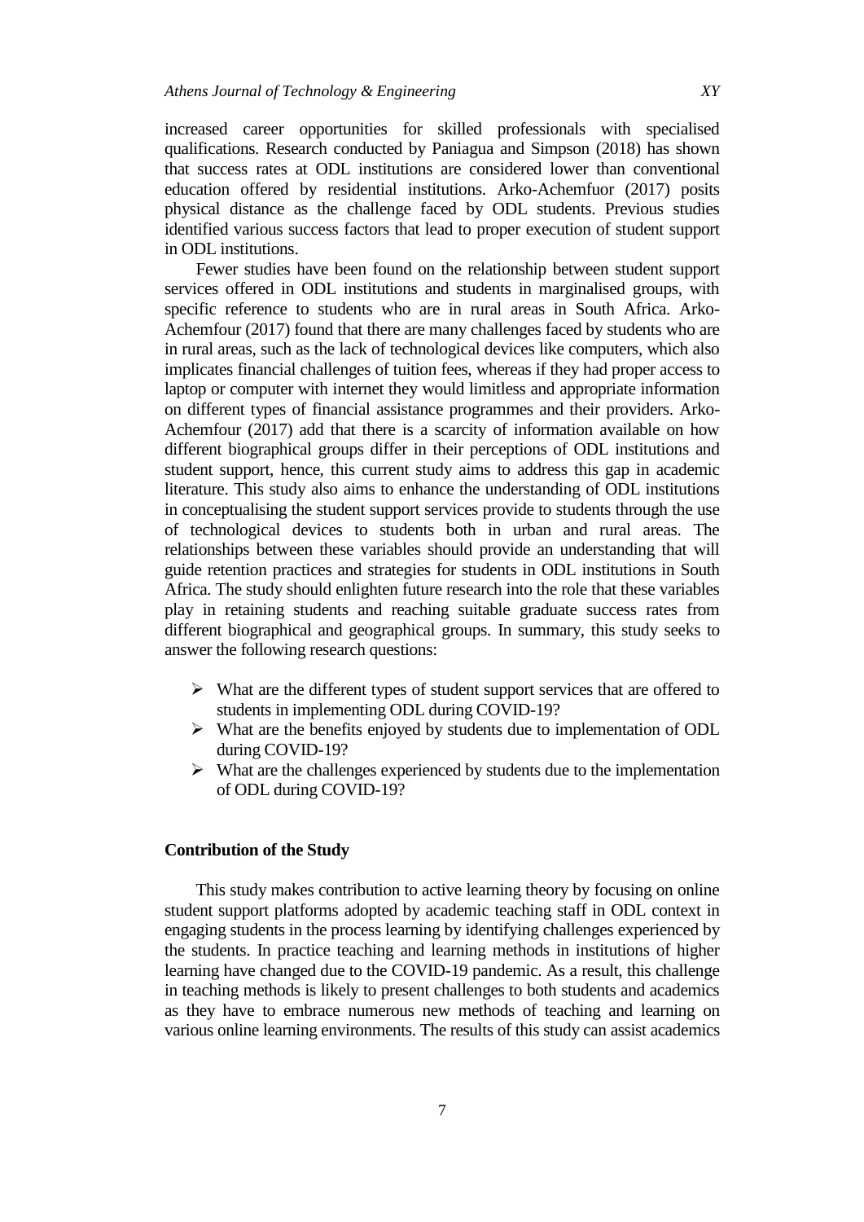increased career opportunities for skilled professionals with specialised qualifications. Research conducted by Paniagua and Simpson (2018) has shown that success rates at ODL institutions are considered lower than conventional education offered by residential institutions. Arko-Achemfuor (2017) posits physical distance as the challenge faced by ODL students. Previous studies identified various success factors that lead to proper execution of student support in ODL institutions.

Fewer studies have been found on the relationship between student support services offered in ODL institutions and students in marginalised groups, with specific reference to students who are in rural areas in South Africa. Arko-Achemfour (2017) found that there are many challenges faced by students who are in rural areas, such as the lack of technological devices like computers, which also implicates financial challenges of tuition fees, whereas if they had proper access to laptop or computer with internet they would limitless and appropriate information on different types of financial assistance programmes and their providers. Arko-Achemfour (2017) add that there is a scarcity of information available on how different biographical groups differ in their perceptions of ODL institutions and student support, hence, this current study aims to address this gap in academic literature. This study also aims to enhance the understanding of ODL institutions in conceptualising the student support services provide to students through the use of technological devices to students both in urban and rural areas. The relationships between these variables should provide an understanding that will guide retention practices and strategies for students in ODL institutions in South Africa. The study should enlighten future research into the role that these variables play in retaining students and reaching suitable graduate success rates from different biographical and geographical groups. In summary, this study seeks to answer the following research questions:

- What are the different types of student support services that are offered to students in implementing ODL during COVID-19?
- What are the benefits enjoyed by students due to implementation of ODL during COVID-19?
- What are the challenges experienced by students due to the implementation of ODL during COVID-19?

## Contribution of the Study

This study makes contribution to active learning theory by focusing on online student support platforms adopted by academic teaching staff in ODL context in engaging students in the process learning by identifying challenges experienced by the students. In practice teaching and learning methods in institutions of higher learning have changed due to the COVID-19 pandemic. As a result, this challenge in teaching methods is likely to present challenges to both students and academics as they have to embrace numerous new methods of teaching and learning on various online learning environments. The results of this study can assist academics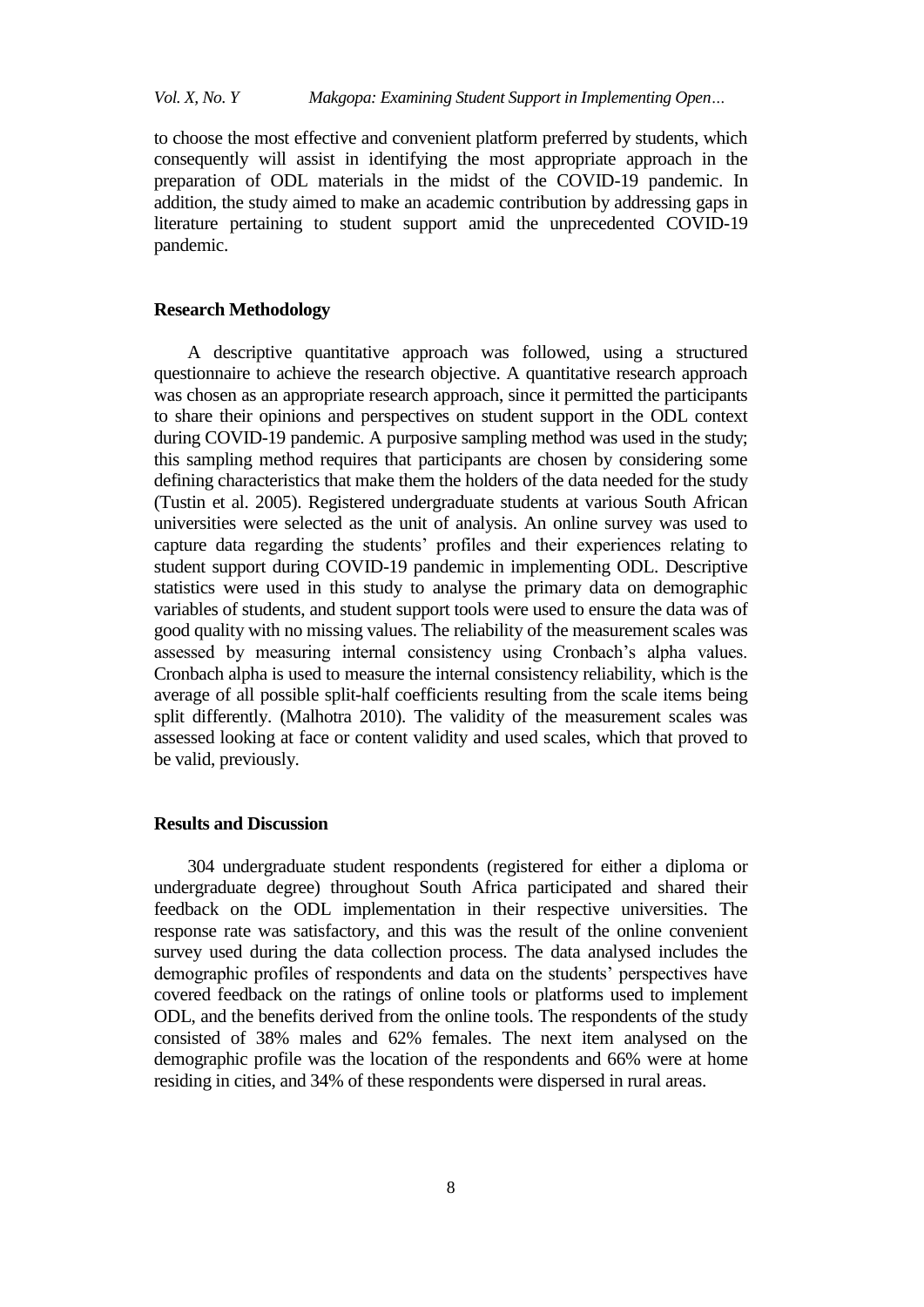to choose the most effective and convenient platform preferred by students, which consequently will assist in identifying the most appropriate approach in the preparation of ODL materials in the midst of the COVID-19 pandemic. In addition, the study aimed to make an academic contribution by addressing gaps in literature pertaining to student support amid the unprecedented COVID-19 pandemic.

## Research Methodology

A descriptive quantitative approach was followed, using a structured questionnaire to achieve the research objective. A quantitative research approach was chosen as an appropriate research approach, since it permitted the participants to share their opinions and perspectives on student support in the ODL context during COVID-19 pandemic. A purposive sampling method was used in the study; this sampling method requires that participants are chosen by considering some defining characteristics that make them the holders of the data needed for the study (Tustin et al. 2005). Registered undergraduate students at various South African universities were selected as the unit of analysis. An online survey was used to capture data regarding the students' profiles and their experiences relating to student support during COVID-19 pandemic in implementing ODL. Descriptive statistics were used in this study to analyse the primary data on demographic variables of students, and student support tools were used to ensure the data was of good quality with no missing values. The reliability of the measurement scales was assessed by measuring internal consistency using Cronbach's alpha values. Cronbach alpha is used to measure the internal consistency reliability, which is the average of all possible split-half coefficients resulting from the scale items being split differently. (Malhotra 2010). The validity of the measurement scales was assessed looking at face or content validity and used scales, which that proved to be valid, previously.

## Results and Discussion

304 undergraduate student respondents (registered for either a diploma or undergraduate degree) throughout South Africa participated and shared their feedback on the ODL implementation in their respective universities. The response rate was satisfactory, and this was the result of the online convenient survey used during the data collection process. The data analysed includes the demographic profiles of respondents and data on the students' perspectives have covered feedback on the ratings of online tools or platforms used to implement ODL, and the benefits derived from the online tools. The respondents of the study consisted of 38% males and 62% females. The next item analysed on the demographic profile was the location of the respondents and 66% were at home residing in cities, and 34% of these respondents were dispersed in rural areas.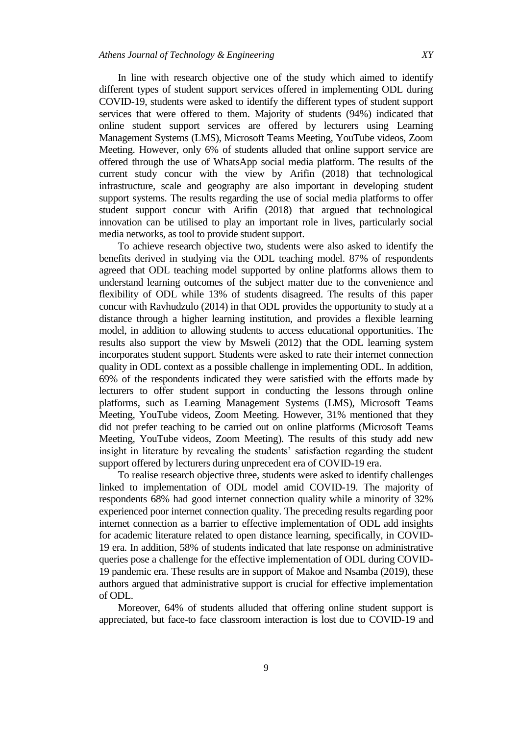In line with research objective one of the study which aimed to identify different types of student support services offered in implementing ODL during COVID-19, students were asked to identify the different types of student support services that were offered to them. Majority of students (94%) indicated that online student support services are offered by lecturers using Learning Management Systems (LMS), Microsoft Teams Meeting, YouTube videos, Zoom Meeting. However, only 6% of students alluded that online support service are offered through the use of WhatsApp social media platform. The results of the current study concur with the view by Arifin (2018) that technological infrastructure, scale and geography are also important in developing student support systems. The results regarding the use of social media platforms to offer student support concur with Arifin (2018) that argued that technological innovation can be utilised to play an important role in lives, particularly social media networks, as tool to provide student support.

To achieve research objective two, students were also asked to identify the benefits derived in studying via the ODL teaching model. 87% of respondents agreed that ODL teaching model supported by online platforms allows them to understand learning outcomes of the subject matter due to the convenience and flexibility of ODL while 13% of students disagreed. The results of this paper concur with Ravhudzulo (2014) in that ODL provides the opportunity to study at a distance through a higher learning institution, and provides a flexible learning model, in addition to allowing students to access educational opportunities. The results also support the view by Msweli (2012) that the ODL learning system incorporates student support. Students were asked to rate their internet connection quality in ODL context as a possible challenge in implementing ODL. In addition, 69% of the respondents indicated they were satisfied with the efforts made by lecturers to offer student support in conducting the lessons through online platforms, such as Learning Management Systems (LMS), Microsoft Teams Meeting, YouTube videos, Zoom Meeting. However, 31% mentioned that they did not prefer teaching to be carried out on online platforms (Microsoft Teams Meeting, YouTube videos, Zoom Meeting). The results of this study add new insight in literature by revealing the students' satisfaction regarding the student support offered by lecturers during unprecedent era of COVID-19 era.

To realise research objective three, students were asked to identify challenges linked to implementation of ODL model amid COVID-19. The majority of respondents 68% had good internet connection quality while a minority of 32% experienced poor internet connection quality. The preceding results regarding poor internet connection as a barrier to effective implementation of ODL add insights for academic literature related to open distance learning, specifically, in COVID-19 era. In addition, 58% of students indicated that late response on administrative queries pose a challenge for the effective implementation of ODL during COVID-19 pandemic era. These results are in support of Makoe and Nsamba (2019), these authors argued that administrative support is crucial for effective implementation of ODL.

Moreover, 64% of students alluded that offering online student support is appreciated, but face-to face classroom interaction is lost due to COVID-19 and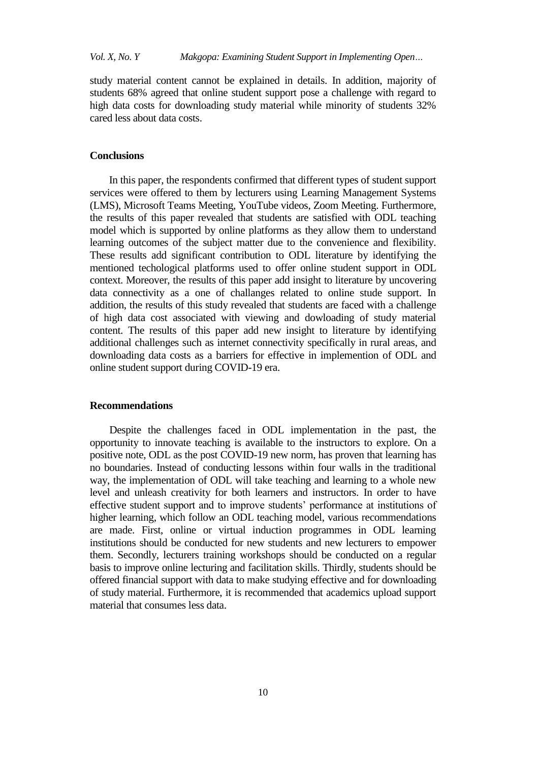study material content cannot be explained in details. In addition, majority of students 68% agreed that online student support pose a challenge with regard to high data costs for downloading study material while minority of students 32% cared less about data costs.

## Conclusions

In this paper, the respondents confirmed that different types of student support services were offered to them by lecturers using Learning Management Systems (LMS), Microsoft Teams Meeting, YouTube videos, Zoom Meeting. Furthermore, the results of this paper revealed that students are satisfied with ODL teaching model which is supported by online platforms as they allow them to understand learning outcomes of the subject matter due to the convenience and flexibility. These results add significant contribution to ODL literature by identifying the mentioned techological platforms used to offer online student support in ODL context. Moreover, the results of this paper add insight to literature by uncovering data connectivity as a one of challanges related to online stude support. In addition, the results of this study revealed that students are faced with a challenge of high data cost associated with viewing and dowloading of study material content. The results of this paper add new insight to literature by identifying additional challenges such as internet connectivity specifically in rural areas, and downloading data costs as a barriers for effective in implemention of ODL and online student support during COVID-19 era.

## Recommendations

Despite the challenges faced in ODL implementation in the past, the opportunity to innovate teaching is available to the instructors to explore. On a positive note, ODL as the post COVID-19 new norm, has proven that learning has no boundaries. Instead of conducting lessons within four walls in the traditional way, the implementation of ODL will take teaching and learning to a whole new level and unleash creativity for both learners and instructors. In order to have effective student support and to improve students' performance at institutions of higher learning, which follow an ODL teaching model, various recommendations are made. First, online or virtual induction programmes in ODL learning institutions should be conducted for new students and new lecturers to empower them. Secondly, lecturers training workshops should be conducted on a regular basis to improve online lecturing and facilitation skills. Thirdly, students should be offered financial support with data to make studying effective and for downloading of study material. Furthermore, it is recommended that academics upload support material that consumes less data.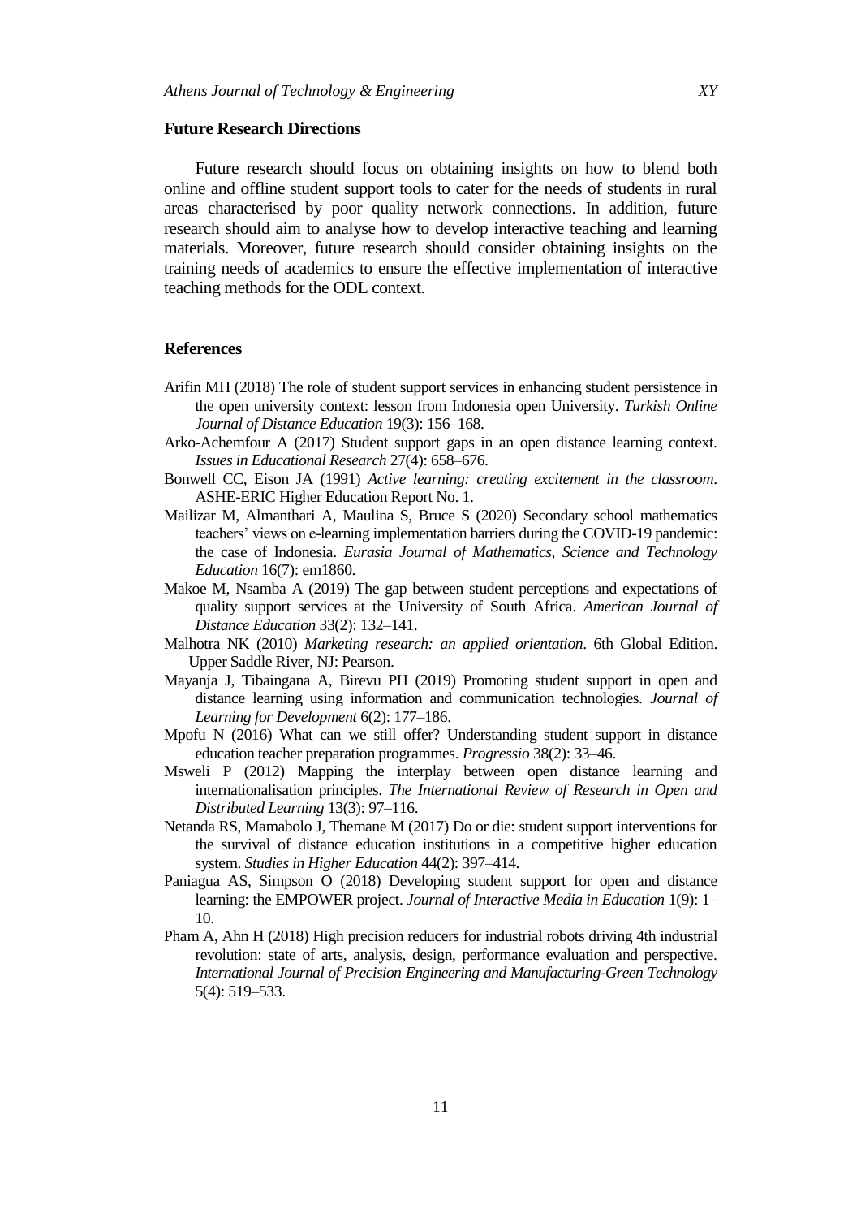## Future Research Directions

Future research should focus on obtaining insights on how to blend both online and offline student support tools to cater for the needs of students in rural areas characterised by poor quality network connections. In addition, future research should aim to analyse how to develop interactive teaching and learning materials. Moreover, future research should consider obtaining insights on the training needs of academics to ensure the effective implementation of interactive teaching methods for the ODL context.

## References

Arifin MH (2018) The role of student support services in enhancing student persistence in the open university context: lesson from Indonesia open University. *Turkish Online Journal of Distance Education* 19(3): 156–168.

Arko-Achemfour A (2017) Student support gaps in an open distance learning context. *Issues in Educational Research* 27(4): 658–676.

Bonwell CC, Eison JA (1991) *Active learning: creating excitement in the classroom*. ASHE-ERIC Higher Education Report No. 1.

Mailizar M, Almanthari A, Maulina S, Bruce S (2020) Secondary school mathematics teachers' views on e-learning implementation barriers during the COVID-19 pandemic: the case of Indonesia. *Eurasia Journal of Mathematics, Science and Technology Education* 16(7): em1860.

Makoe M, Nsamba A (2019) The gap between student perceptions and expectations of quality support services at the University of South Africa. *American Journal of Distance Education* 33(2): 132–141.

Malhotra NK (2010) *Marketing research: an applied orientation*. 6th Global Edition. Upper Saddle River, NJ: Pearson.

Mayanja J, Tibaingana A, Birevu PH (2019) Promoting student support in open and distance learning using information and communication technologies. *Journal of Learning for Development* 6(2): 177–186.

Mpofu N (2016) What can we still offer? Understanding student support in distance education teacher preparation programmes. *Progressio* 38(2): 33–46.

Msweli P (2012) Mapping the interplay between open distance learning and internationalisation principles. *The International Review of Research in Open and Distributed Learning* 13(3): 97–116.

Netanda RS, Mamabolo J, Themane M (2017) Do or die: student support interventions for the survival of distance education institutions in a competitive higher education system. *Studies in Higher Education* 44(2): 397–414.

Paniagua AS, Simpson O (2018) Developing student support for open and distance learning: the EMPOWER project. *Journal of Interactive Media in Education* 1(9): 1–10.

Pham A, Ahn H (2018) High precision reducers for industrial robots driving 4th industrial revolution: state of arts, analysis, design, performance evaluation and perspective. *International Journal of Precision Engineering and Manufacturing-Green Technology* 5(4): 519–533.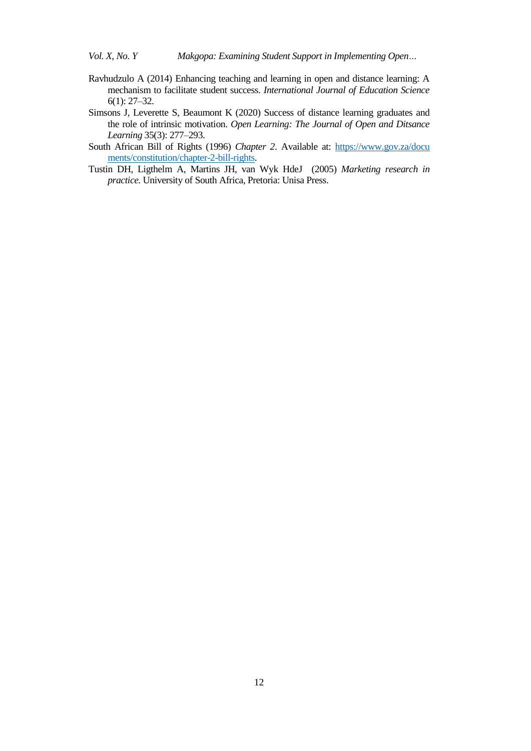Ravhudzulo A (2014) Enhancing teaching and learning in open and distance learning: A mechanism to facilitate student success. *International Journal of Education Science* 6(1): 27–32.

Simsons J, Leverette S, Beaumont K (2020) Success of distance learning graduates and the role of intrinsic motivation. *Open Learning: The Journal of Open and Ditsance Learning* 35(3): 277–293.

South African Bill of Rights (1996) *Chapter 2*. Available at: https://www.gov.za/documents/constitution/chapter-2-bill-rights.

Tustin DH, Ligthelm A, Martins JH, van Wyk HdeJ (2005) *Marketing research in practice.* University of South Africa, Pretoria: Unisa Press.